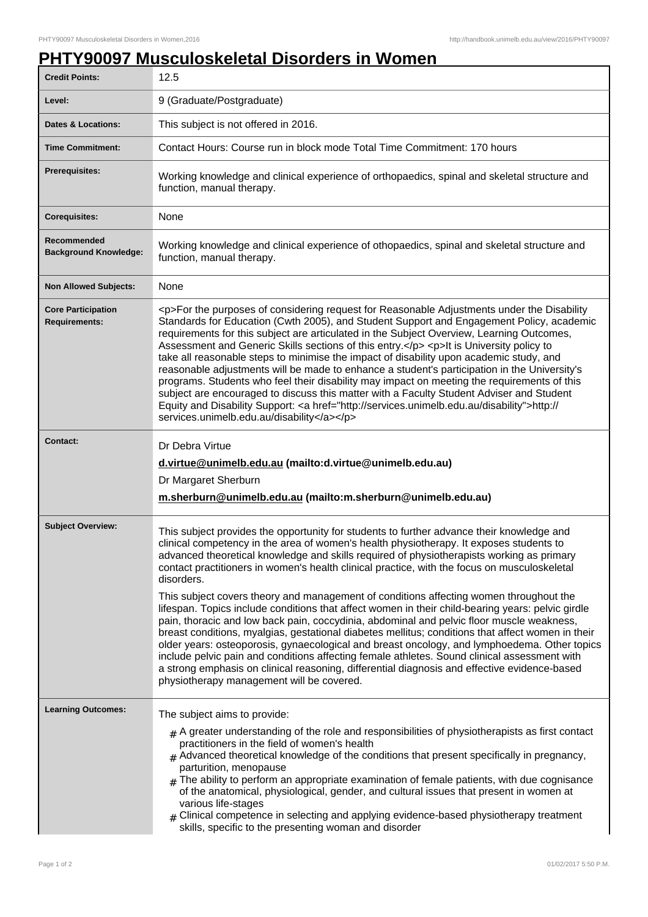# PHTY90097 Musculoskeletal Disorders in Women

| | |
|---|---|
| **Credit Points:** | 12.5 |
| **Level:** | 9 (Graduate/Postgraduate) |
| **Dates & Locations:** | This subject is not offered in 2016. |
| **Time Commitment:** | Contact Hours: Course run in block mode Total Time Commitment: 170 hours |
| **Prerequisites:** | Working knowledge and clinical experience of orthopaedics, spinal and skeletal structure and function, manual therapy. |
| **Corequisites:** | None |
| **Recommended Background Knowledge:** | Working knowledge and clinical experience of othopaedics, spinal and skeletal structure and function, manual therapy. |
| **Non Allowed Subjects:** | None |
| **Core Participation Requirements:** | <p>For the purposes of considering request for Reasonable Adjustments under the Disability Standards for Education (Cwth 2005), and Student Support and Engagement Policy, academic requirements for this subject are articulated in the Subject Overview, Learning Outcomes, Assessment and Generic Skills sections of this entry.</p> <p>It is University policy to take all reasonable steps to minimise the impact of disability upon academic study, and reasonable adjustments will be made to enhance a student's participation in the University's programs. Students who feel their disability may impact on meeting the requirements of this subject are encouraged to discuss this matter with a Faculty Student Adviser and Student Equity and Disability Support: <a href="http://services.unimelb.edu.au/disability">http://services.unimelb.edu.au/disability</a></p> |
| **Contact:** | Dr Debra Virtue<br>**d.virtue@unimelb.edu.au (mailto:d.virtue@unimelb.edu.au)**<br>Dr Margaret Sherburn<br>**m.sherburn@unimelb.edu.au (mailto:m.sherburn@unimelb.edu.au)** |
| **Subject Overview:** | This subject provides the opportunity for students to further advance their knowledge and clinical competency in the area of women's health physiotherapy. It exposes students to advanced theoretical knowledge and skills required of physiotherapists working as primary contact practitioners in women's health clinical practice, with the focus on musculoskeletal disorders.<br>This subject covers theory and management of conditions affecting women throughout the lifespan. Topics include conditions that affect women in their child-bearing years: pelvic girdle pain, thoracic and low back pain, coccydinia, abdominal and pelvic floor muscle weakness, breast conditions, myalgias, gestational diabetes mellitus; conditions that affect women in their older years: osteoporosis, gynaecological and breast oncology, and lymphoedema. Other topics include pelvic pain and conditions affecting female athletes. Sound clinical assessment with a strong emphasis on clinical reasoning, differential diagnosis and effective evidence-based physiotherapy management will be covered. |
| **Learning Outcomes:** | The subject aims to provide:<br># A greater understanding of the role and responsibilities of physiotherapists as first contact practitioners in the field of women's health<br># Advanced theoretical knowledge of the conditions that present specifically in pregnancy, parturition, menopause<br># The ability to perform an appropriate examination of female patients, with due cognisance of the anatomical, physiological, gender, and cultural issues that present in women at various life-stages<br># Clinical competence in selecting and applying evidence-based physiotherapy treatment skills, specific to the presenting woman and disorder |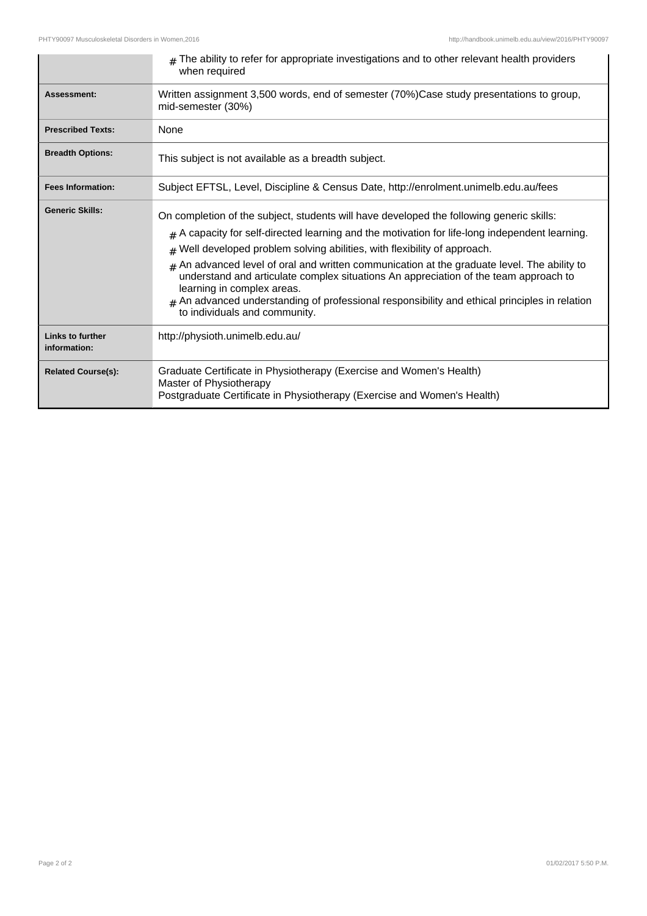| | |
|---|---|
| | # The ability to refer for appropriate investigations and to other relevant health providers when required |
| **Assessment:** | Written assignment 3,500 words, end of semester (70%)Case study presentations to group, mid-semester (30%) |
| **Prescribed Texts:** | None |
| **Breadth Options:** | This subject is not available as a breadth subject. |
| **Fees Information:** | Subject EFTSL, Level, Discipline & Census Date, http://enrolment.unimelb.edu.au/fees |
| **Generic Skills:** | On completion of the subject, students will have developed the following generic skills: <br># A capacity for self-directed learning and the motivation for life-long independent learning. <br># Well developed problem solving abilities, with flexibility of approach. <br># An advanced level of oral and written communication at the graduate level. The ability to understand and articulate complex situations An appreciation of the team approach to learning in complex areas. <br># An advanced understanding of professional responsibility and ethical principles in relation to individuals and community. |
| **Links to further information:** | http://physioth.unimelb.edu.au/ |
| **Related Course(s):** | Graduate Certificate in Physiotherapy (Exercise and Women's Health) <br>Master of Physiotherapy <br>Postgraduate Certificate in Physiotherapy (Exercise and Women's Health) |